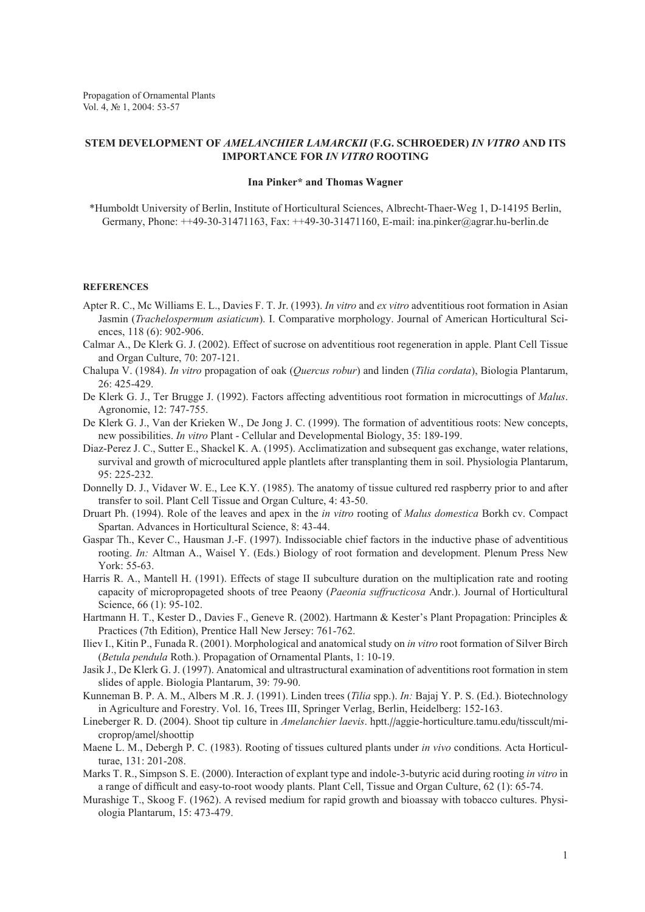Propagation of Ornamental Plants
Vol. 4, № 1, 2004: 53-57

# STEM DEVELOPMENT OF *AMELANCHIER LAMARCKII* (F.G. SCHROEDER) *IN VITRO* AND ITS IMPORTANCE FOR *IN VITRO* ROOTING

**Ina Pinker\* and Thomas Wagner**

\*Humboldt University of Berlin, Institute of Horticultural Sciences, Albrecht-Thaer-Weg 1, D-14195 Berlin, Germany, Phone: ++49-30-31471163, Fax: ++49-30-31471160, E-mail: ina.pinker@agrar.hu-berlin.de

## REFERENCES

Apter R. C., Mc Williams E. L., Davies F. T. Jr. (1993). *In vitro* and *ex vitro* adventitious root formation in Asian Jasmin (*Trachelospermum asiaticum*). I. Comparative morphology. Journal of American Horticultural Sciences, 118 (6): 902-906.

Calmar A., De Klerk G. J. (2002). Effect of sucrose on adventitious root regeneration in apple. Plant Cell Tissue and Organ Culture, 70: 207-121.

Chalupa V. (1984). *In vitro* propagation of oak (*Quercus robur*) and linden (*Tilia cordata*), Biologia Plantarum, 26: 425-429.

De Klerk G. J., Ter Brugge J. (1992). Factors affecting adventitious root formation in microcuttings of *Malus*. Agronomie, 12: 747-755.

De Klerk G. J., Van der Krieken W., De Jong J. C. (1999). The formation of adventitious roots: New concepts, new possibilities. *In vitro* Plant - Cellular and Developmental Biology, 35: 189-199.

Diaz-Perez J. C., Sutter E., Shackel K. A. (1995). Acclimatization and subsequent gas exchange, water relations, survival and growth of microcultured apple plantlets after transplanting them in soil. Physiologia Plantarum, 95: 225-232.

Donnelly D. J., Vidaver W. E., Lee K.Y. (1985). The anatomy of tissue cultured red raspberry prior to and after transfer to soil. Plant Cell Tissue and Organ Culture, 4: 43-50.

Druart Ph. (1994). Role of the leaves and apex in the *in vitro* rooting of *Malus domestica* Borkh cv. Compact Spartan. Advances in Horticultural Science, 8: 43-44.

Gaspar Th., Kever C., Hausman J.-F. (1997). Indissociable chief factors in the inductive phase of adventitious rooting. *In:* Altman A., Waisel Y. (Eds.) Biology of root formation and development. Plenum Press New York: 55-63.

Harris R. A., Mantell H. (1991). Effects of stage II subculture duration on the multiplication rate and rooting capacity of micropropageted shoots of tree Peaony (*Paeonia suffructicosa* Andr.). Journal of Horticultural Science, 66 (1): 95-102.

Hartmann H. T., Kester D., Davies F., Geneve R. (2002). Hartmann & Kester's Plant Propagation: Principles & Practices (7th Edition), Prentice Hall New Jersey: 761-762.

Iliev I., Kitin P., Funada R. (2001). Morphological and anatomical study on *in vitro* root formation of Silver Birch (*Betula pendula* Roth.). Propagation of Ornamental Plants, 1: 10-19.

Jasik J., De Klerk G. J. (1997). Anatomical and ultrastructural examination of adventitions root formation in stem slides of apple. Biologia Plantarum, 39: 79-90.

Kunneman B. P. A. M., Albers M .R. J. (1991). Linden trees (*Tilia* spp.). *In:* Bajaj Y. P. S. (Ed.). Biotechnology in Agriculture and Forestry. Vol. 16, Trees III, Springer Verlag, Berlin, Heidelberg: 152-163.

Lineberger R. D. (2004). Shoot tip culture in *Amelanchier laevis*. hptt.//aggie-horticulture.tamu.edu/tisscult/microprop/amel/shoottip

Maene L. M., Debergh P. C. (1983). Rooting of tissues cultured plants under *in vivo* conditions. Acta Horticulturae, 131: 201-208.

Marks T. R., Simpson S. E. (2000). Interaction of explant type and indole-3-butyric acid during rooting *in vitro* in a range of difficult and easy-to-root woody plants. Plant Cell, Tissue and Organ Culture, 62 (1): 65-74.

Murashige T., Skoog F. (1962). A revised medium for rapid growth and bioassay with tobacco cultures. Physiologia Plantarum, 15: 473-479.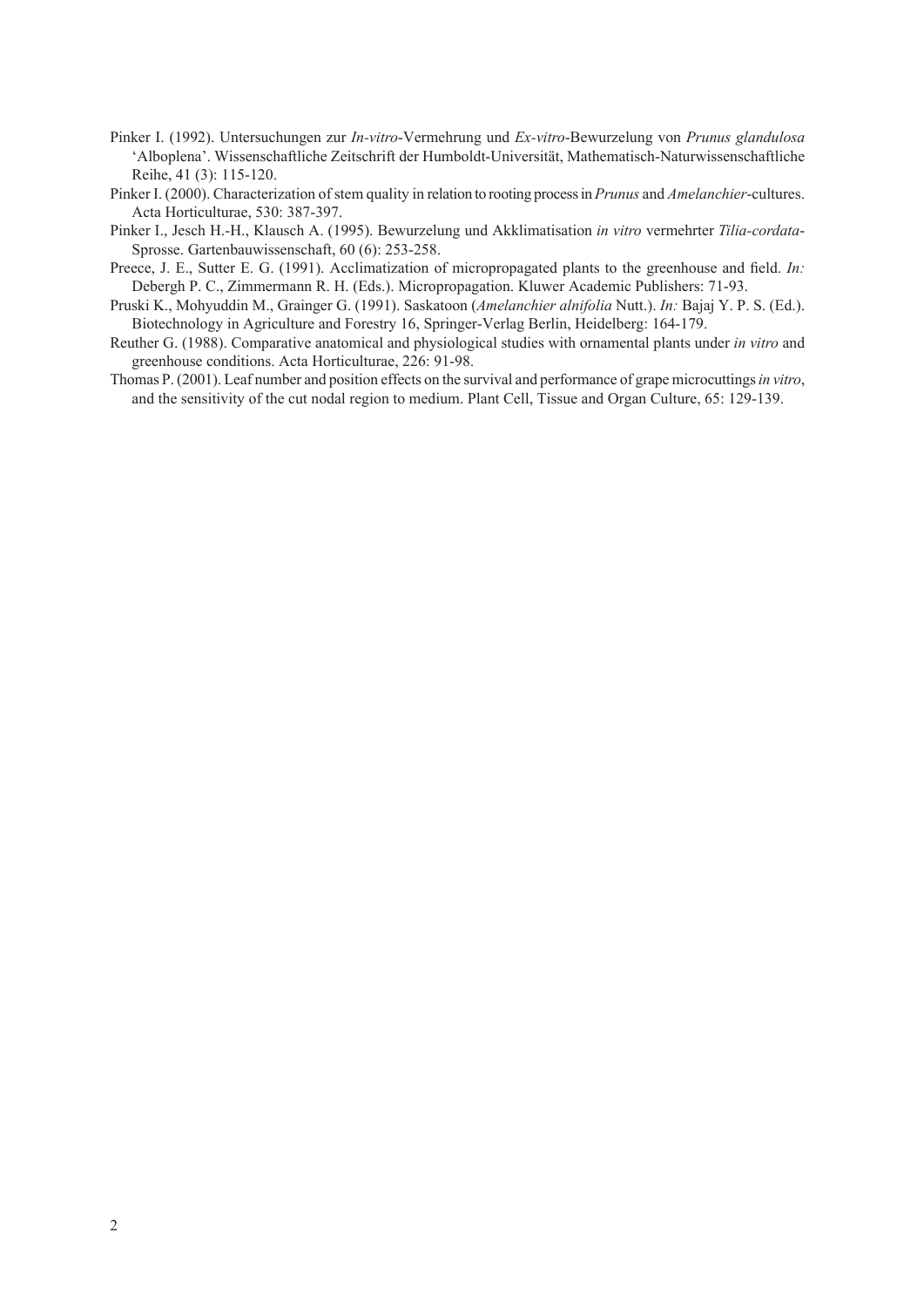Pinker I. (1992). Untersuchungen zur *In-vitro*-Vermehrung und *Ex-vitro*-Bewurzelung von *Prunus glandulosa* 'Alboplena'. Wissenschaftliche Zeitschrift der Humboldt-Universität, Mathematisch-Naturwissenschaftliche Reihe, 41 (3): 115-120.

Pinker I. (2000). Characterization of stem quality in relation to rooting process in *Prunus* and *Amelanchier*-cultures. Acta Horticulturae, 530: 387-397.

Pinker I., Jesch H.-H., Klausch A. (1995). Bewurzelung und Akklimatisation *in vitro* vermehrter *Tilia-cordata*-Sprosse. Gartenbauwissenschaft, 60 (6): 253-258.

Preece, J. E., Sutter E. G. (1991). Acclimatization of micropropagated plants to the greenhouse and field. *In:* Debergh P. C., Zimmermann R. H. (Eds.). Micropropagation. Kluwer Academic Publishers: 71-93.

Pruski K., Mohyuddin M., Grainger G. (1991). Saskatoon (*Amelanchier alnifolia* Nutt.). *In:* Bajaj Y. P. S. (Ed.). Biotechnology in Agriculture and Forestry 16, Springer-Verlag Berlin, Heidelberg: 164-179.

Reuther G. (1988). Comparative anatomical and physiological studies with ornamental plants under *in vitro* and greenhouse conditions. Acta Horticulturae, 226: 91-98.

Thomas P. (2001). Leaf number and position effects on the survival and performance of grape microcuttings *in vitro*, and the sensitivity of the cut nodal region to medium. Plant Cell, Tissue and Organ Culture, 65: 129-139.